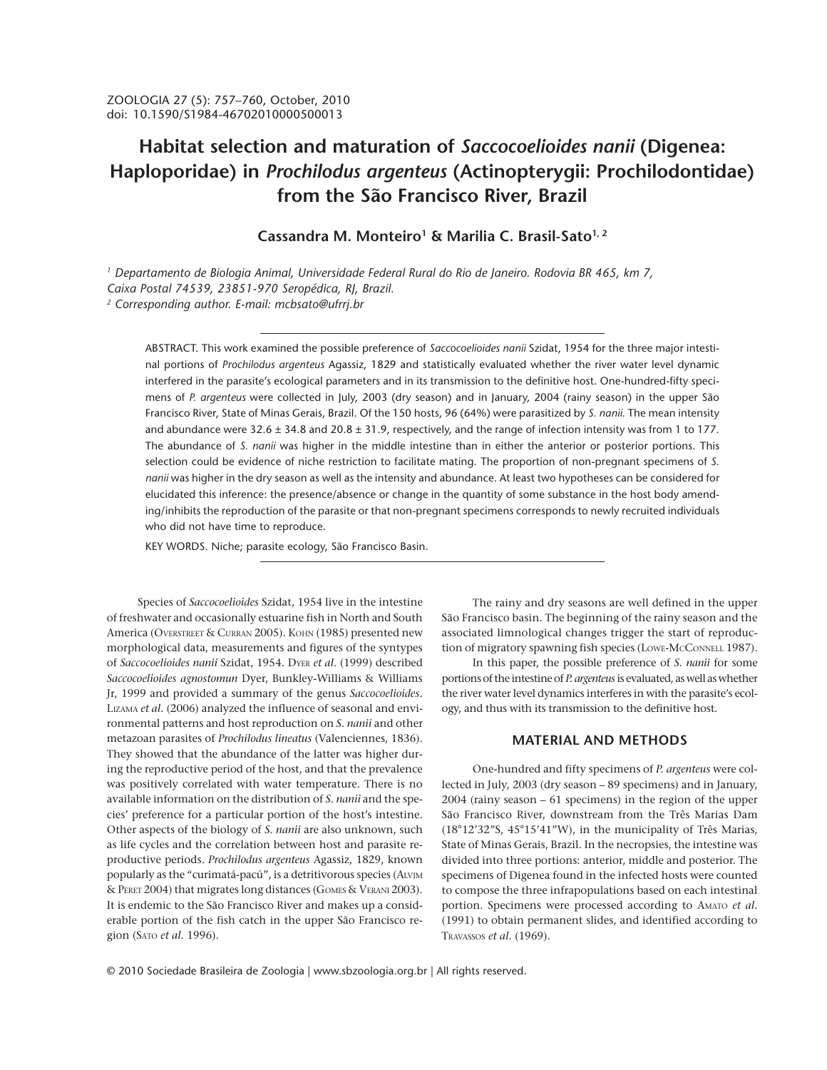# Habitat selection and maturation of *Saccocoelioides nanii* (Digenea: Haploporidae) in *Prochilodus argenteus* (Actinopterygii: Prochilodontidae) from the São Francisco River, Brazil

**Cassandra M. Monteiro[1] & Marilia C. Brasil-Sato[1, 2]**

[1] *Departamento de Biologia Animal, Universidade Federal Rural do Rio de Janeiro. Rodovia BR 465, km 7, Caixa Postal 74539, 23851-970 Seropédica, RJ, Brazil.*
[2] *Corresponding author. E-mail: mcbsato@ufrrj.br*

ABSTRACT. This work examined the possible preference of *Saccocoelioides nanii* Szidat, 1954 for the three major intestinal portions of *Prochilodus argenteus* Agassiz, 1829 and statistically evaluated whether the river water level dynamic interfered in the parasite's ecological parameters and in its transmission to the definitive host. One-hundred-fifty specimens of *P. argenteus* were collected in July, 2003 (dry season) and in January, 2004 (rainy season) in the upper São Francisco River, State of Minas Gerais, Brazil. Of the 150 hosts, 96 (64%) were parasitized by *S. nanii*. The mean intensity and abundance were 32.6 ± 34.8 and 20.8 ± 31.9, respectively, and the range of infection intensity was from 1 to 177. The abundance of *S. nanii* was higher in the middle intestine than in either the anterior or posterior portions. This selection could be evidence of niche restriction to facilitate mating. The proportion of non-pregnant specimens of *S. nanii* was higher in the dry season as well as the intensity and abundance. At least two hypotheses can be considered for elucidated this inference: the presence/absence or change in the quantity of some substance in the host body amending/inhibits the reproduction of the parasite or that non-pregnant specimens corresponds to newly recruited individuals who did not have time to reproduce.

KEY WORDS. Niche; parasite ecology, São Francisco Basin.

Species of *Saccocoelioides* Szidat, 1954 live in the intestine of freshwater and occasionally estuarine fish in North and South America (Overstreet & Curran 2005). Kohn (1985) presented new morphological data, measurements and figures of the syntypes of *Saccocoelioides nanii* Szidat, 1954. Dyer *et al.* (1999) described *Saccocoelioides agnostomun* Dyer, Bunkley-Williams & Williams Jr, 1999 and provided a summary of the genus *Saccocoelioides*. Lizama *et al.* (2006) analyzed the influence of seasonal and environmental patterns and host reproduction on *S. nanii* and other metazoan parasites of *Prochilodus lineatus* (Valenciennes, 1836). They showed that the abundance of the latter was higher during the reproductive period of the host, and that the prevalence was positively correlated with water temperature. There is no available information on the distribution of *S. nanii* and the species' preference for a particular portion of the host's intestine. Other aspects of the biology of *S. nanii* are also unknown, such as life cycles and the correlation between host and parasite reproductive periods. *Prochilodus argenteus* Agassiz, 1829, known popularly as the "curimatá-pacú", is a detritivorous species (Alvim & Peret 2004) that migrates long distances (Gomes & Verani 2003). It is endemic to the São Francisco River and makes up a considerable portion of the fish catch in the upper São Francisco region (Sato *et al.* 1996).

The rainy and dry seasons are well defined in the upper São Francisco basin. The beginning of the rainy season and the associated limnological changes trigger the start of reproduction of migratory spawning fish species (Lowe-McConnell 1987).

In this paper, the possible preference of *S. nanii* for some portions of the intestine of *P. argenteus* is evaluated, as well as whether the river water level dynamics interferes in with the parasite's ecology, and thus with its transmission to the definitive host.

## MATERIAL AND METHODS

One-hundred and fifty specimens of *P. argenteus* were collected in July, 2003 (dry season – 89 specimens) and in January, 2004 (rainy season – 61 specimens) in the region of the upper São Francisco River, downstream from the Três Marias Dam (18°12'32"S, 45°15'41"W), in the municipality of Três Marias, State of Minas Gerais, Brazil. In the necropsies, the intestine was divided into three portions: anterior, middle and posterior. The specimens of Digenea found in the infected hosts were counted to compose the three infrapopulations based on each intestinal portion. Specimens were processed according to Amato *et al.* (1991) to obtain permanent slides, and identified according to Travassos *et al.* (1969).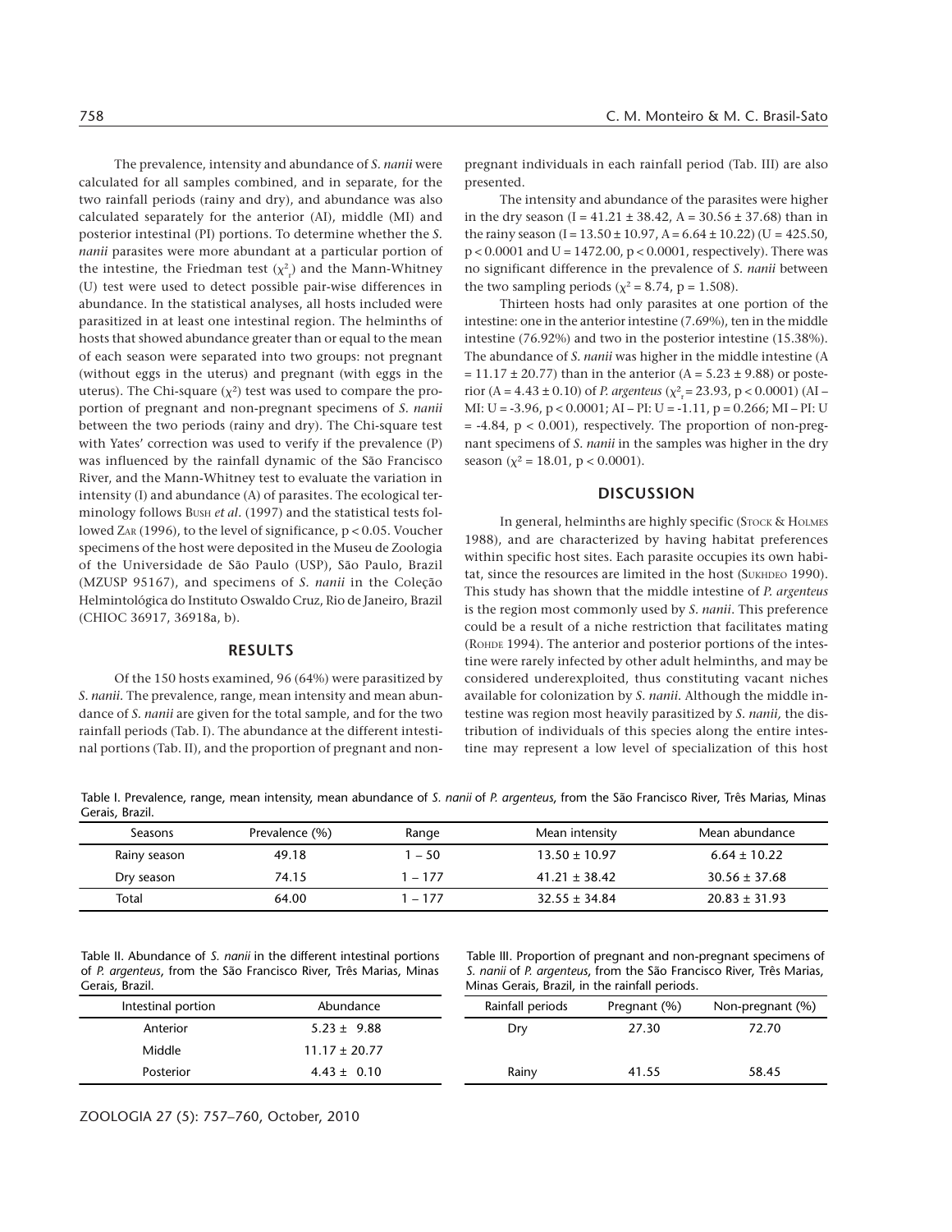The prevalence, intensity and abundance of *S. nanii* were calculated for all samples combined, and in separate, for the two rainfall periods (rainy and dry), and abundance was also calculated separately for the anterior (AI), middle (MI) and posterior intestinal (PI) portions. To determine whether the *S. nanii* parasites were more abundant at a particular portion of the intestine, the Friedman test ($\chi^2_r$) and the Mann-Whitney (U) test were used to detect possible pair-wise differences in abundance. In the statistical analyses, all hosts included were parasitized in at least one intestinal region. The helminths of hosts that showed abundance greater than or equal to the mean of each season were separated into two groups: not pregnant (without eggs in the uterus) and pregnant (with eggs in the uterus). The Chi-square ($\chi^2$) test was used to compare the proportion of pregnant and non-pregnant specimens of *S. nanii* between the two periods (rainy and dry). The Chi-square test with Yates' correction was used to verify if the prevalence (P) was influenced by the rainfall dynamic of the São Francisco River, and the Mann-Whitney test to evaluate the variation in intensity (I) and abundance (A) of parasites. The ecological terminology follows Bush *et al*. (1997) and the statistical tests followed Zar (1996), to the level of significance, $p < 0.05$. Voucher specimens of the host were deposited in the Museu de Zoologia of the Universidade de São Paulo (USP), São Paulo, Brazil (MZUSP 95167), and specimens of *S. nanii* in the Coleção Helmintológica do Instituto Oswaldo Cruz, Rio de Janeiro, Brazil (CHIOC 36917, 36918a, b).

## RESULTS

Of the 150 hosts examined, 96 (64%) were parasitized by *S. nanii*. The prevalence, range, mean intensity and mean abundance of *S. nanii* are given for the total sample, and for the two rainfall periods (Tab. I). The abundance at the different intestinal portions (Tab. II), and the proportion of pregnant and non-pregnant individuals in each rainfall period (Tab. III) are also presented.

The intensity and abundance of the parasites were higher in the dry season (I = 41.21 ± 38.42, A = 30.56 ± 37.68) than in the rainy season (I = 13.50 ± 10.97, A = 6.64 ± 10.22) (U = 425.50, $p < 0.0001$ and U = 1472.00, $p < 0.0001$, respectively). There was no significant difference in the prevalence of *S. nanii* between the two sampling periods ($\chi^2 = 8.74$, p = 1.508).

Thirteen hosts had only parasites at one portion of the intestine: one in the anterior intestine (7.69%), ten in the middle intestine (76.92%) and two in the posterior intestine (15.38%). The abundance of *S. nanii* was higher in the middle intestine (A = 11.17 ± 20.77) than in the anterior (A = 5.23 ± 9.88) or posterior (A = 4.43 ± 0.10) of *P. argenteus* ($\chi^2_r = 23.93$, $p < 0.0001$) (AI – MI: U = -3.96, $p < 0.0001$; AI – PI: U = -1.11, p = 0.266; MI – PI: U = -4.84, $p < 0.001$), respectively. The proportion of non-pregnant specimens of *S. nanii* in the samples was higher in the dry season ($\chi^2 = 18.01$, $p < 0.0001$).

## DISCUSSION

In general, helminths are highly specific (Stock & Holmes 1988), and are characterized by having habitat preferences within specific host sites. Each parasite occupies its own habitat, since the resources are limited in the host (Sukhdeo 1990). This study has shown that the middle intestine of *P. argenteus* is the region most commonly used by *S. nanii*. This preference could be a result of a niche restriction that facilitates mating (Rohde 1994). The anterior and posterior portions of the intestine were rarely infected by other adult helminths, and may be considered underexploited, thus constituting vacant niches available for colonization by *S. nanii*. Although the middle intestine was region most heavily parasitized by *S. nanii,* the distribution of individuals of this species along the entire intestine may represent a low level of specialization of this host

Table I. Prevalence, range, mean intensity, mean abundance of *S. nanii* of *P. argenteus*, from the São Francisco River, Três Marias, Minas Gerais, Brazil.

| Seasons | Prevalence (%) | Range | Mean intensity | Mean abundance |
|---|---|---|---|---|
| Rainy season | 49.18 | 1 – 50 | 13.50 ± 10.97 | 6.64 ± 10.22 |
| Dry season | 74.15 | 1 – 177 | 41.21 ± 38.42 | 30.56 ± 37.68 |
| Total | 64.00 | 1 – 177 | 32.55 ± 34.84 | 20.83 ± 31.93 |

Table II. Abundance of *S. nanii* in the different intestinal portions of *P. argenteus*, from the São Francisco River, Três Marias, Minas Gerais, Brazil.

| Intestinal portion | Abundance |
|---|---|
| Anterior | 5.23 ± 9.88 |
| Middle | 11.17 ± 20.77 |
| Posterior | 4.43 ± 0.10 |

Table III. Proportion of pregnant and non-pregnant specimens of *S. nanii* of *P. argenteus*, from the São Francisco River, Três Marias, Minas Gerais, Brazil, in the rainfall periods.

| Rainfall periods | Pregnant (%) | Non-pregnant (%) |
|---|---|---|
| Dry | 27.30 | 72.70 |
| Rainy | 41.55 | 58.45 |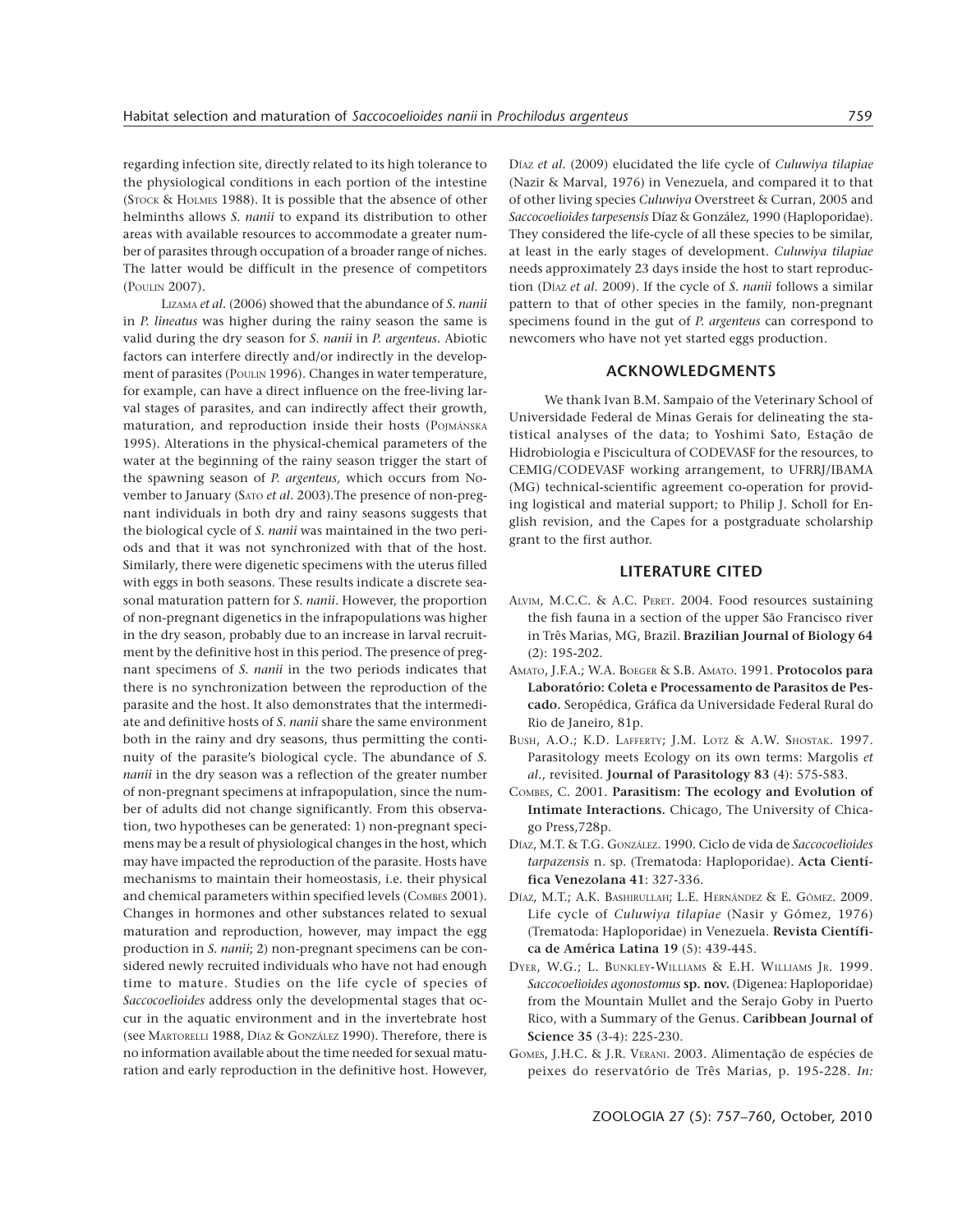regarding infection site, directly related to its high tolerance to the physiological conditions in each portion of the intestine (STOCK & HOLMES 1988). It is possible that the absence of other helminths allows *S. nanii* to expand its distribution to other areas with available resources to accommodate a greater number of parasites through occupation of a broader range of niches. The latter would be difficult in the presence of competitors (POULIN 2007).

LIZAMA *et al.* (2006) showed that the abundance of *S. nanii* in *P. lineatus* was higher during the rainy season the same is valid during the dry season for *S. nanii* in *P. argenteus*. Abiotic factors can interfere directly and/or indirectly in the development of parasites (POULIN 1996). Changes in water temperature, for example, can have a direct influence on the free-living larval stages of parasites, and can indirectly affect their growth, maturation, and reproduction inside their hosts (POJMÁNSKA 1995). Alterations in the physical-chemical parameters of the water at the beginning of the rainy season trigger the start of the spawning season of *P. argenteus,* which occurs from November to January (SATO *et al.* 2003).The presence of non-pregnant individuals in both dry and rainy seasons suggests that the biological cycle of *S. nanii* was maintained in the two periods and that it was not synchronized with that of the host. Similarly, there were digenetic specimens with the uterus filled with eggs in both seasons. These results indicate a discrete seasonal maturation pattern for *S. nanii*. However, the proportion of non-pregnant digenetics in the infrapopulations was higher in the dry season, probably due to an increase in larval recruitment by the definitive host in this period. The presence of pregnant specimens of *S. nanii* in the two periods indicates that there is no synchronization between the reproduction of the parasite and the host. It also demonstrates that the intermediate and definitive hosts of *S. nanii* share the same environment both in the rainy and dry seasons, thus permitting the continuity of the parasite's biological cycle. The abundance of *S. nanii* in the dry season was a reflection of the greater number of non-pregnant specimens at infrapopulation, since the number of adults did not change significantly. From this observation, two hypotheses can be generated: 1) non-pregnant specimens may be a result of physiological changes in the host, which may have impacted the reproduction of the parasite. Hosts have mechanisms to maintain their homeostasis, i.e. their physical and chemical parameters within specified levels (COMBES 2001). Changes in hormones and other substances related to sexual maturation and reproduction, however, may impact the egg production in *S. nanii*; 2) non-pregnant specimens can be considered newly recruited individuals who have not had enough time to mature. Studies on the life cycle of species of *Saccocoelioides* address only the developmental stages that occur in the aquatic environment and in the invertebrate host (see MARTORELLI 1988, DÍAZ & GONZÁLEZ 1990). Therefore, there is no information available about the time needed for sexual maturation and early reproduction in the definitive host. However, DÍAZ *et al.* (2009) elucidated the life cycle of *Culuwiya tilapiae* (Nazir & Marval, 1976) in Venezuela, and compared it to that of other living species *Culuwiya* Overstreet & Curran, 2005 and *Saccocoelioides tarpesensis* Díaz & González, 1990 (Haploporidae). They considered the life-cycle of all these species to be similar, at least in the early stages of development. *Culuwiya tilapiae* needs approximately 23 days inside the host to start reproduction (DÍAZ *et al.* 2009). If the cycle of *S. nanii* follows a similar pattern to that of other species in the family, non-pregnant specimens found in the gut of *P. argenteus* can correspond to newcomers who have not yet started eggs production.

## ACKNOWLEDGMENTS

We thank Ivan B.M. Sampaio of the Veterinary School of Universidade Federal de Minas Gerais for delineating the statistical analyses of the data; to Yoshimi Sato, Estação de Hidrobiologia e Piscicultura of CODEVASF for the resources, to CEMIG/CODEVASF working arrangement, to UFRRJ/IBAMA (MG) technical-scientific agreement co-operation for providing logistical and material support; to Philip J. Scholl for English revision, and the Capes for a postgraduate scholarship grant to the first author.

## LITERATURE CITED

ALVIM, M.C.C. & A.C. PERET. 2004. Food resources sustaining the fish fauna in a section of the upper São Francisco river in Três Marias, MG, Brazil. **Brazilian Journal of Biology 64** (2): 195-202.

AMATO, J.F.A.; W.A. BOEGER & S.B. AMATO. 1991. **Protocolos para Laboratório: Coleta e Processamento de Parasitos de Pescado.** Seropédica, Gráfica da Universidade Federal Rural do Rio de Janeiro, 81p.

BUSH, A.O.; K.D. LAFFERTY; J.M. LOTZ & A.W. SHOSTAK. 1997. Parasitology meets Ecology on its own terms: Margolis *et al.*, revisited. **Journal of Parasitology 83** (4): 575-583.

COMBES, C. 2001. **Parasitism: The ecology and Evolution of Intimate Interactions.** Chicago, The University of Chicago Press,728p.

DÍAZ, M.T. & T.G. GONZÁLEZ. 1990. Ciclo de vida de *Saccocoelioides tarpazensis* n. sp. (Trematoda: Haploporidae). **Acta Científica Venezolana 41**: 327-336.

DÍAZ, M.T.; A.K. BASHIRULLAH; L.E. HERNÁNDEZ & E. GÓMEZ. 2009. Life cycle of *Culuwiya tilapiae* (Nasir y Gómez, 1976) (Trematoda: Haploporidae) in Venezuela. **Revista Científica de América Latina 19** (5): 439-445.

DYER, W.G.; L. BUNKLEY-WILLIAMS & E.H. WILLIAMS JR. 1999. *Saccocoelioides agonostomus* **sp. nov.** (Digenea: Haploporidae) from the Mountain Mullet and the Serajo Goby in Puerto Rico, with a Summary of the Genus. **Caribbean Journal of Science 35** (3-4): 225-230.

GOMES, J.H.C. & J.R. VERANI. 2003. Alimentação de espécies de peixes do reservatório de Três Marias, p. 195-228. *In:*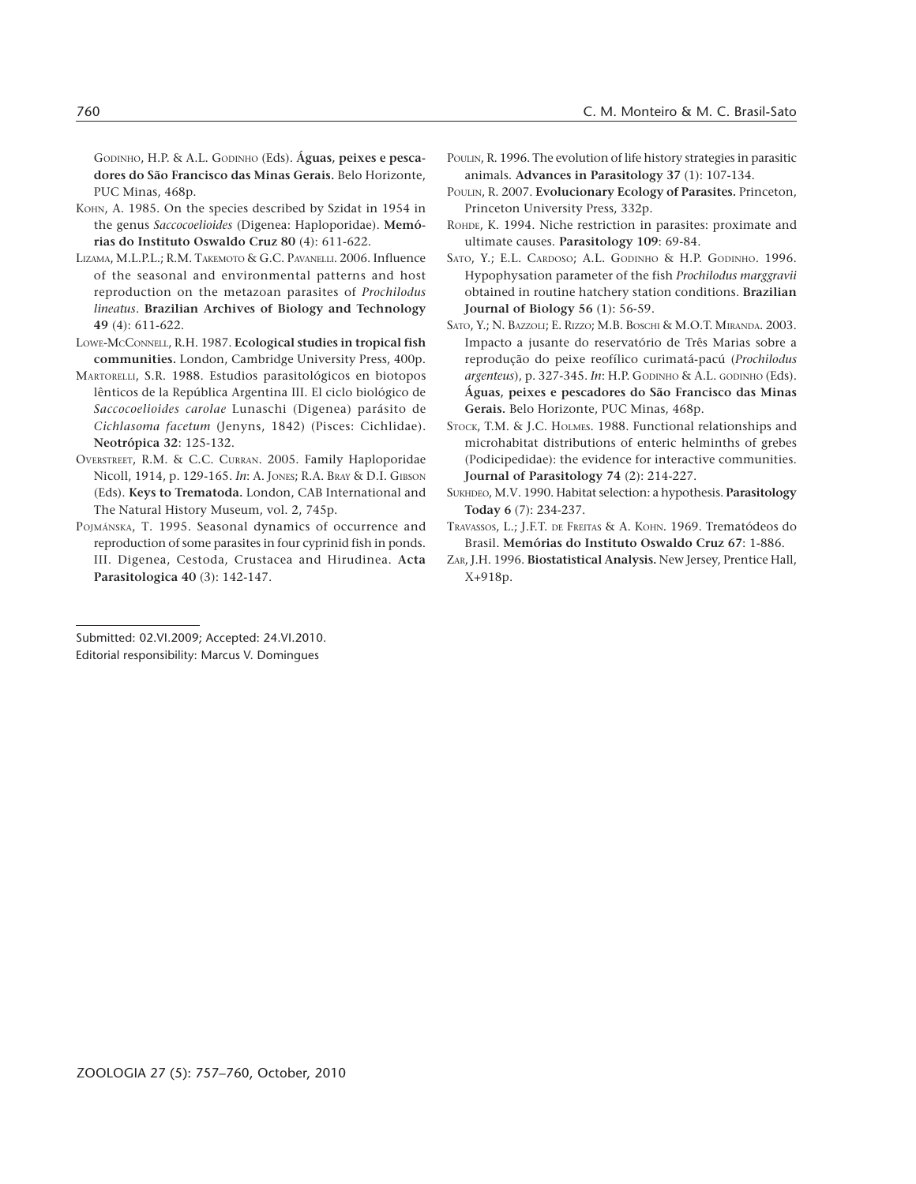Godinho, H.P. & A.L. Godinho (Eds). **Águas, peixes e pescadores do São Francisco das Minas Gerais.** Belo Horizonte, PUC Minas, 468p.

Kohn, A. 1985. On the species described by Szidat in 1954 in the genus *Saccocoelioides* (Digenea: Haploporidae). **Memórias do Instituto Oswaldo Cruz 80** (4): 611-622.

Lizama, M.L.P.L.; R.M. Takemoto & G.C. Pavanelli. 2006. Influence of the seasonal and environmental patterns and host reproduction on the metazoan parasites of *Prochilodus lineatus*. **Brazilian Archives of Biology and Technology 49** (4): 611-622.

Lowe-McConnell, R.H. 1987. **Ecological studies in tropical fish communities.** London, Cambridge University Press, 400p.

Martorelli, S.R. 1988. Estudios parasitológicos en biotopos lênticos de la República Argentina III. El ciclo biológico de *Saccocoelioides carolae* Lunaschi (Digenea) parásito de *Cichlasoma facetum* (Jenyns, 1842) (Pisces: Cichlidae). **Neotrópica 32**: 125-132.

Overstreet, R.M. & C.C. Curran. 2005. Family Haploporidae Nicoll, 1914, p. 129-165. *In*: A. Jones; R.A. Bray & D.I. Gibson (Eds). **Keys to Trematoda.** London, CAB International and The Natural History Museum, vol. 2, 745p.

Pojmánska, T. 1995. Seasonal dynamics of occurrence and reproduction of some parasites in four cyprinid fish in ponds. III. Digenea, Cestoda, Crustacea and Hirudinea. **Acta Parasitologica 40** (3): 142-147.

Poulin, R. 1996. The evolution of life history strategies in parasitic animals. **Advances in Parasitology 37** (1): 107-134.

Poulin, R. 2007. **Evolucionary Ecology of Parasites.** Princeton, Princeton University Press, 332p.

Rohde, K. 1994. Niche restriction in parasites: proximate and ultimate causes. **Parasitology 109**: 69-84.

Sato, Y.; E.L. Cardoso; A.L. Godinho & H.P. Godinho. 1996. Hypophysation parameter of the fish *Prochilodus marggravii* obtained in routine hatchery station conditions. **Brazilian Journal of Biology 56** (1): 56-59.

Sato, Y.; N. Bazzoli; E. Rizzo; M.B. Boschi & M.O.T. Miranda. 2003. Impacto a jusante do reservatório de Três Marias sobre a reprodução do peixe reofílico curimatá-pacú (*Prochilodus argenteus*), p. 327-345. *In*: H.P. Godinho & A.L. godinho (Eds). **Águas, peixes e pescadores do São Francisco das Minas Gerais.** Belo Horizonte, PUC Minas, 468p.

Stock, T.M. & J.C. Holmes. 1988. Functional relationships and microhabitat distributions of enteric helminths of grebes (Podicipedidae): the evidence for interactive communities. **Journal of Parasitology 74** (2): 214-227.

Sukhdeo, M.V. 1990. Habitat selection: a hypothesis. **Parasitology Today 6** (7): 234-237.

Travassos, L.; J.F.T. de Freitas & A. Kohn. 1969. Trematódeos do Brasil. **Memórias do Instituto Oswaldo Cruz 67**: 1-886.

Zar, J.H. 1996. **Biostatistical Analysis.** New Jersey, Prentice Hall, X+918p.

---

Submitted: 02.VI.2009; Accepted: 24.VI.2010.
Editorial responsibility: Marcus V. Domingues